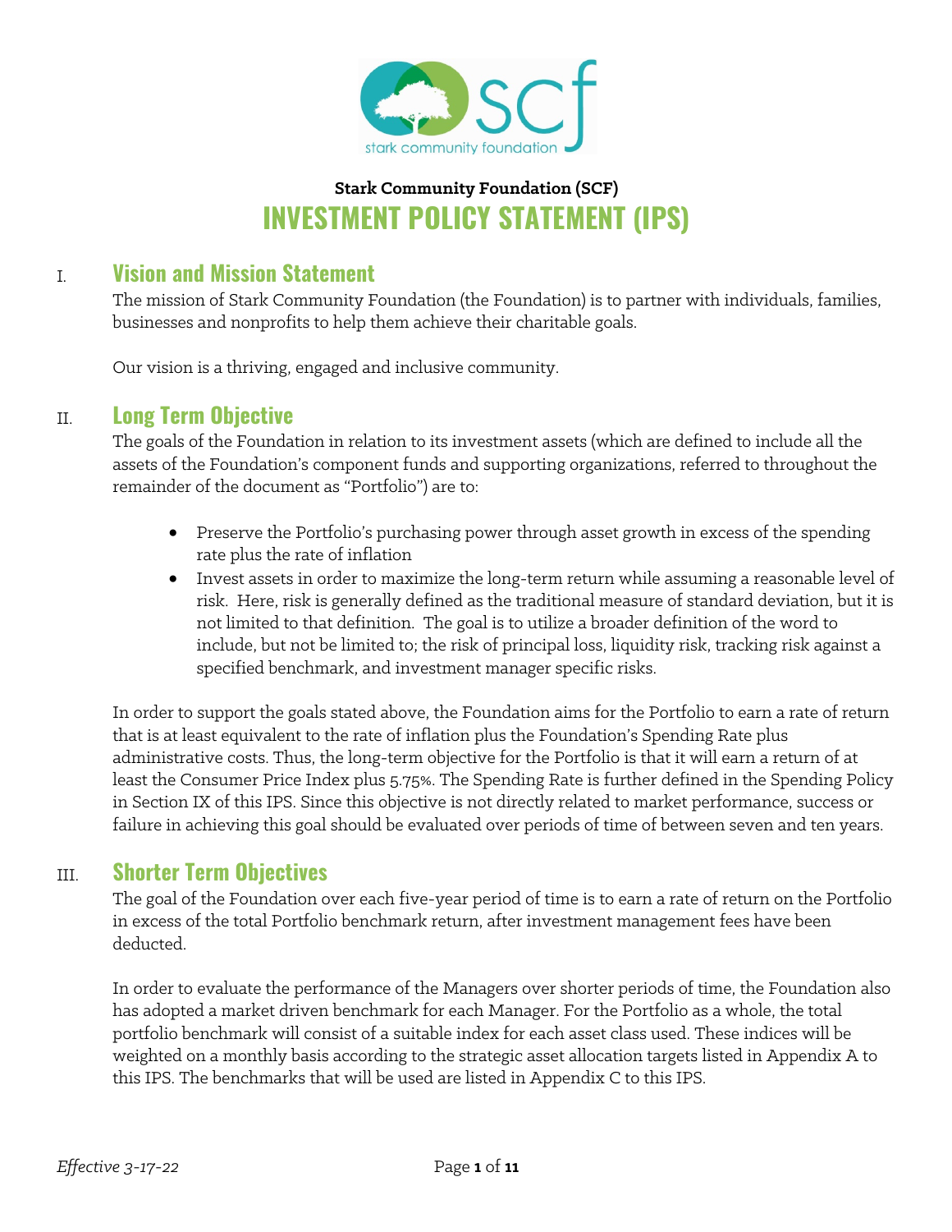**Stark Community Foundation (SCF)**

# INVESTMENT POLICY STATEMENT (IPS)

## I. Vision and Mission Statement

The mission of Stark Community Foundation (the Foundation) is to partner with individuals, families, businesses and nonprofits to help them achieve their charitable goals.

Our vision is a thriving, engaged and inclusive community.

## II. Long Term Objective

The goals of the Foundation in relation to its investment assets (which are defined to include all the assets of the Foundation's component funds and supporting organizations, referred to throughout the remainder of the document as "Portfolio") are to:

- Preserve the Portfolio's purchasing power through asset growth in excess of the spending rate plus the rate of inflation
- Invest assets in order to maximize the long-term return while assuming a reasonable level of risk. Here, risk is generally defined as the traditional measure of standard deviation, but it is not limited to that definition. The goal is to utilize a broader definition of the word to include, but not be limited to; the risk of principal loss, liquidity risk, tracking risk against a specified benchmark, and investment manager specific risks.

In order to support the goals stated above, the Foundation aims for the Portfolio to earn a rate of return that is at least equivalent to the rate of inflation plus the Foundation's Spending Rate plus administrative costs. Thus, the long-term objective for the Portfolio is that it will earn a return of at least the Consumer Price Index plus 5.75%. The Spending Rate is further defined in the Spending Policy in Section IX of this IPS. Since this objective is not directly related to market performance, success or failure in achieving this goal should be evaluated over periods of time of between seven and ten years.

## III. Shorter Term Objectives

The goal of the Foundation over each five-year period of time is to earn a rate of return on the Portfolio in excess of the total Portfolio benchmark return, after investment management fees have been deducted.

In order to evaluate the performance of the Managers over shorter periods of time, the Foundation also has adopted a market driven benchmark for each Manager. For the Portfolio as a whole, the total portfolio benchmark will consist of a suitable index for each asset class used. These indices will be weighted on a monthly basis according to the strategic asset allocation targets listed in Appendix A to this IPS. The benchmarks that will be used are listed in Appendix C to this IPS.

*Effective 3-17-22*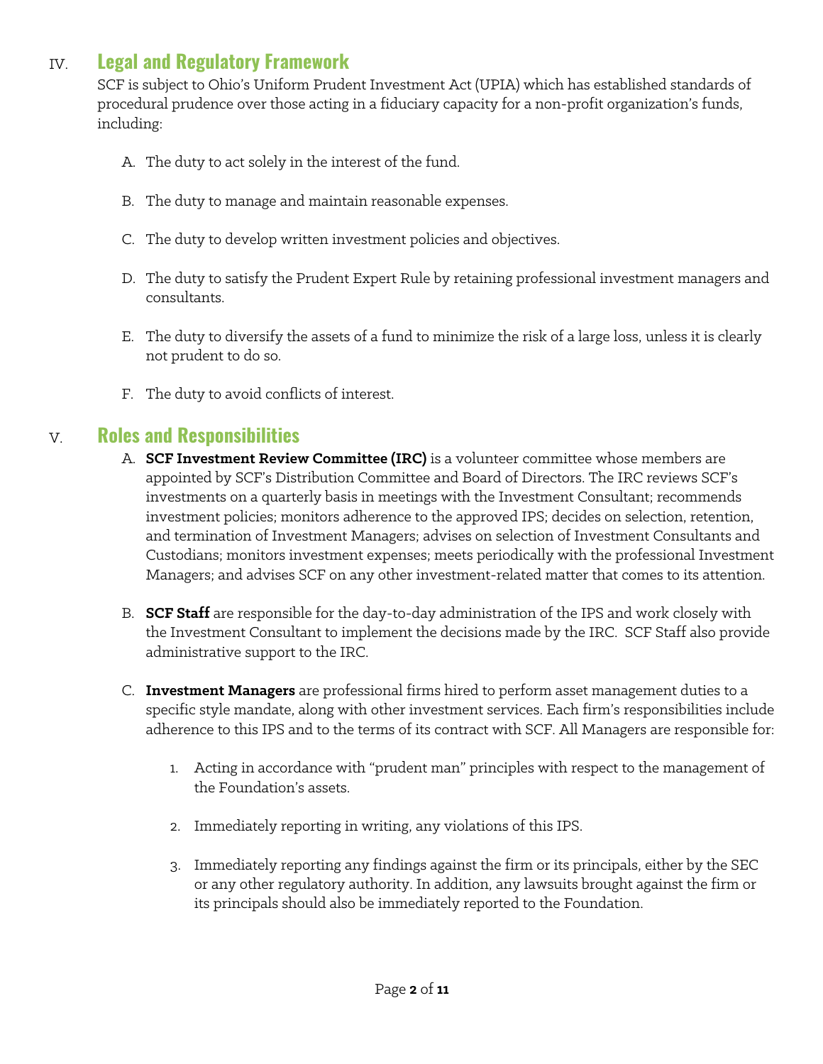## IV. Legal and Regulatory Framework

SCF is subject to Ohio's Uniform Prudent Investment Act (UPIA) which has established standards of procedural prudence over those acting in a fiduciary capacity for a non-profit organization's funds, including:

A. The duty to act solely in the interest of the fund.

B. The duty to manage and maintain reasonable expenses.

C. The duty to develop written investment policies and objectives.

D. The duty to satisfy the Prudent Expert Rule by retaining professional investment managers and consultants.

E. The duty to diversify the assets of a fund to minimize the risk of a large loss, unless it is clearly not prudent to do so.

F. The duty to avoid conflicts of interest.

## V. Roles and Responsibilities

A. **SCF Investment Review Committee (IRC)** is a volunteer committee whose members are appointed by SCF's Distribution Committee and Board of Directors. The IRC reviews SCF's investments on a quarterly basis in meetings with the Investment Consultant; recommends investment policies; monitors adherence to the approved IPS; decides on selection, retention, and termination of Investment Managers; advises on selection of Investment Consultants and Custodians; monitors investment expenses; meets periodically with the professional Investment Managers; and advises SCF on any other investment-related matter that comes to its attention.

B. **SCF Staff** are responsible for the day-to-day administration of the IPS and work closely with the Investment Consultant to implement the decisions made by the IRC. SCF Staff also provide administrative support to the IRC.

C. **Investment Managers** are professional firms hired to perform asset management duties to a specific style mandate, along with other investment services. Each firm's responsibilities include adherence to this IPS and to the terms of its contract with SCF. All Managers are responsible for:

1. Acting in accordance with "prudent man" principles with respect to the management of the Foundation's assets.

2. Immediately reporting in writing, any violations of this IPS.

3. Immediately reporting any findings against the firm or its principals, either by the SEC or any other regulatory authority. In addition, any lawsuits brought against the firm or its principals should also be immediately reported to the Foundation.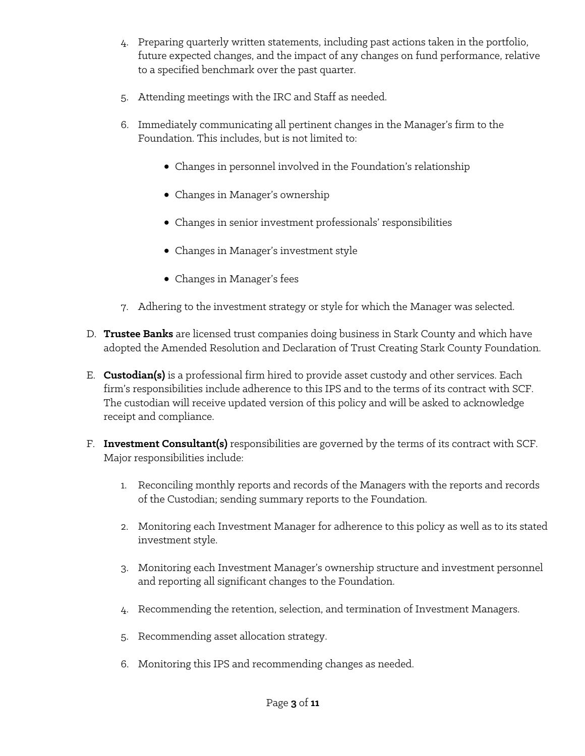4. Preparing quarterly written statements, including past actions taken in the portfolio, future expected changes, and the impact of any changes on fund performance, relative to a specified benchmark over the past quarter.

5. Attending meetings with the IRC and Staff as needed.

6. Immediately communicating all pertinent changes in the Manager's firm to the Foundation. This includes, but is not limited to:

   - Changes in personnel involved in the Foundation's relationship
   - Changes in Manager's ownership
   - Changes in senior investment professionals' responsibilities
   - Changes in Manager's investment style
   - Changes in Manager's fees

7. Adhering to the investment strategy or style for which the Manager was selected.

D. **Trustee Banks** are licensed trust companies doing business in Stark County and which have adopted the Amended Resolution and Declaration of Trust Creating Stark County Foundation.

E. **Custodian(s)** is a professional firm hired to provide asset custody and other services. Each firm's responsibilities include adherence to this IPS and to the terms of its contract with SCF. The custodian will receive updated version of this policy and will be asked to acknowledge receipt and compliance.

F. **Investment Consultant(s)** responsibilities are governed by the terms of its contract with SCF. Major responsibilities include:

1. Reconciling monthly reports and records of the Managers with the reports and records of the Custodian; sending summary reports to the Foundation.

2. Monitoring each Investment Manager for adherence to this policy as well as to its stated investment style.

3. Monitoring each Investment Manager's ownership structure and investment personnel and reporting all significant changes to the Foundation.

4. Recommending the retention, selection, and termination of Investment Managers.

5. Recommending asset allocation strategy.

6. Monitoring this IPS and recommending changes as needed.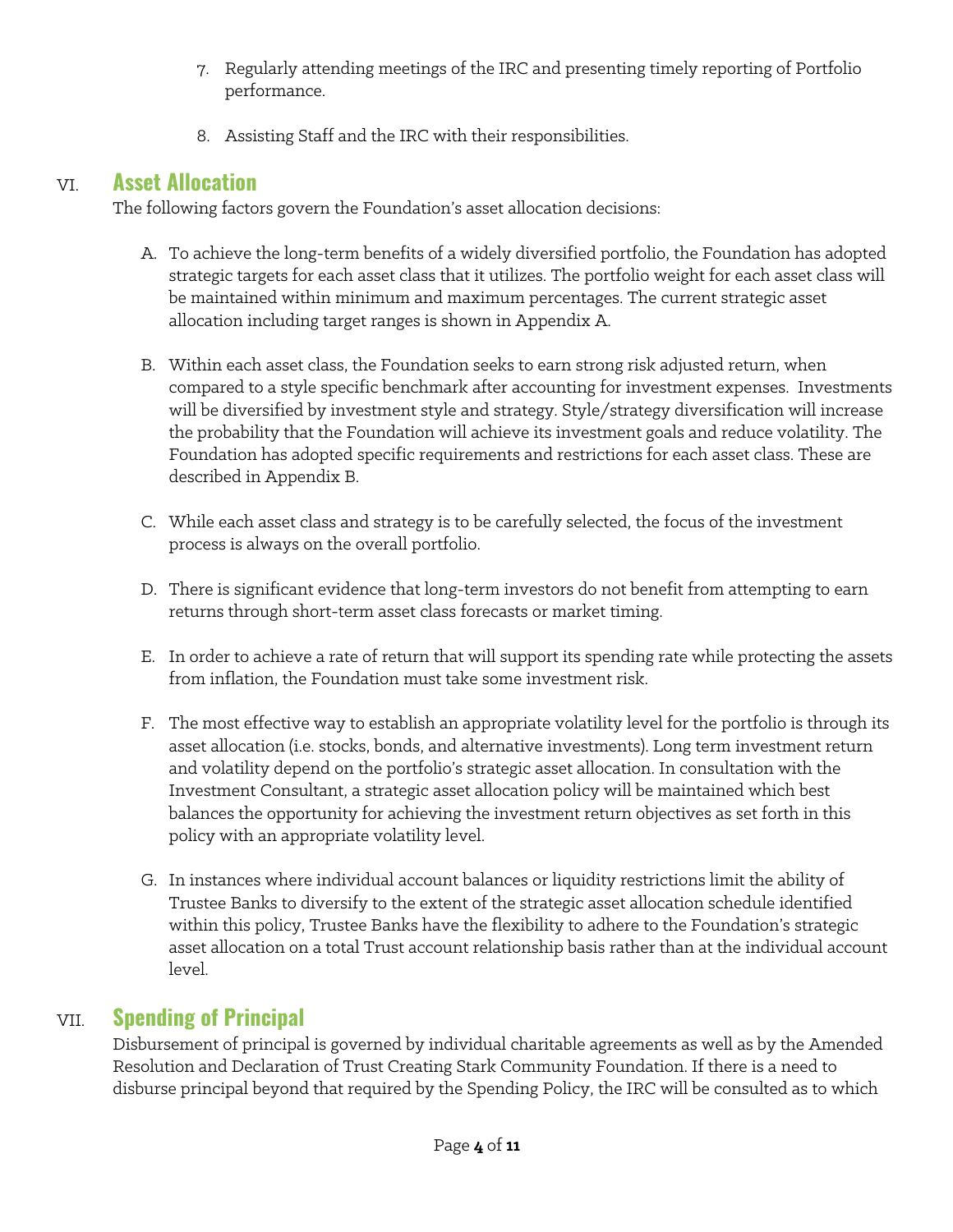7. Regularly attending meetings of the IRC and presenting timely reporting of Portfolio performance.

8. Assisting Staff and the IRC with their responsibilities.

## VI. Asset Allocation

The following factors govern the Foundation's asset allocation decisions:

A. To achieve the long-term benefits of a widely diversified portfolio, the Foundation has adopted strategic targets for each asset class that it utilizes. The portfolio weight for each asset class will be maintained within minimum and maximum percentages. The current strategic asset allocation including target ranges is shown in Appendix A.

B. Within each asset class, the Foundation seeks to earn strong risk adjusted return, when compared to a style specific benchmark after accounting for investment expenses. Investments will be diversified by investment style and strategy. Style/strategy diversification will increase the probability that the Foundation will achieve its investment goals and reduce volatility. The Foundation has adopted specific requirements and restrictions for each asset class. These are described in Appendix B.

C. While each asset class and strategy is to be carefully selected, the focus of the investment process is always on the overall portfolio.

D. There is significant evidence that long-term investors do not benefit from attempting to earn returns through short-term asset class forecasts or market timing.

E. In order to achieve a rate of return that will support its spending rate while protecting the assets from inflation, the Foundation must take some investment risk.

F. The most effective way to establish an appropriate volatility level for the portfolio is through its asset allocation (i.e. stocks, bonds, and alternative investments). Long term investment return and volatility depend on the portfolio's strategic asset allocation. In consultation with the Investment Consultant, a strategic asset allocation policy will be maintained which best balances the opportunity for achieving the investment return objectives as set forth in this policy with an appropriate volatility level.

G. In instances where individual account balances or liquidity restrictions limit the ability of Trustee Banks to diversify to the extent of the strategic asset allocation schedule identified within this policy, Trustee Banks have the flexibility to adhere to the Foundation's strategic asset allocation on a total Trust account relationship basis rather than at the individual account level.

## VII. Spending of Principal

Disbursement of principal is governed by individual charitable agreements as well as by the Amended Resolution and Declaration of Trust Creating Stark Community Foundation. If there is a need to disburse principal beyond that required by the Spending Policy, the IRC will be consulted as to which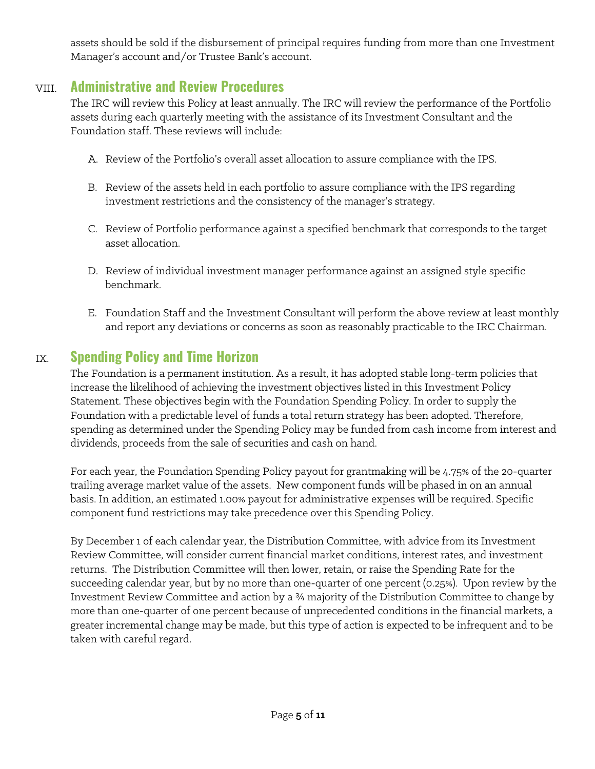assets should be sold if the disbursement of principal requires funding from more than one Investment Manager's account and/or Trustee Bank's account.

## VIII. Administrative and Review Procedures

The IRC will review this Policy at least annually. The IRC will review the performance of the Portfolio assets during each quarterly meeting with the assistance of its Investment Consultant and the Foundation staff. These reviews will include:

A. Review of the Portfolio's overall asset allocation to assure compliance with the IPS.

B. Review of the assets held in each portfolio to assure compliance with the IPS regarding investment restrictions and the consistency of the manager's strategy.

C. Review of Portfolio performance against a specified benchmark that corresponds to the target asset allocation.

D. Review of individual investment manager performance against an assigned style specific benchmark.

E. Foundation Staff and the Investment Consultant will perform the above review at least monthly and report any deviations or concerns as soon as reasonably practicable to the IRC Chairman.

## IX. Spending Policy and Time Horizon

The Foundation is a permanent institution. As a result, it has adopted stable long-term policies that increase the likelihood of achieving the investment objectives listed in this Investment Policy Statement. These objectives begin with the Foundation Spending Policy. In order to supply the Foundation with a predictable level of funds a total return strategy has been adopted. Therefore, spending as determined under the Spending Policy may be funded from cash income from interest and dividends, proceeds from the sale of securities and cash on hand.

For each year, the Foundation Spending Policy payout for grantmaking will be 4.75% of the 20-quarter trailing average market value of the assets. New component funds will be phased in on an annual basis. In addition, an estimated 1.00% payout for administrative expenses will be required. Specific component fund restrictions may take precedence over this Spending Policy.

By December 1 of each calendar year, the Distribution Committee, with advice from its Investment Review Committee, will consider current financial market conditions, interest rates, and investment returns. The Distribution Committee will then lower, retain, or raise the Spending Rate for the succeeding calendar year, but by no more than one-quarter of one percent (0.25%). Upon review by the Investment Review Committee and action by a ¾ majority of the Distribution Committee to change by more than one-quarter of one percent because of unprecedented conditions in the financial markets, a greater incremental change may be made, but this type of action is expected to be infrequent and to be taken with careful regard.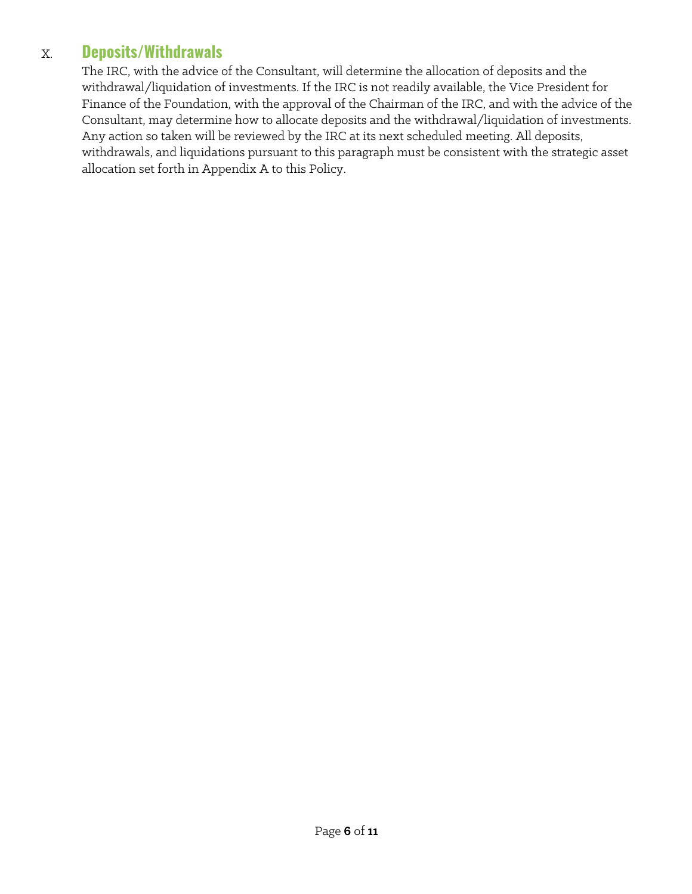## X. Deposits/Withdrawals

The IRC, with the advice of the Consultant, will determine the allocation of deposits and the withdrawal/liquidation of investments. If the IRC is not readily available, the Vice President for Finance of the Foundation, with the approval of the Chairman of the IRC, and with the advice of the Consultant, may determine how to allocate deposits and the withdrawal/liquidation of investments. Any action so taken will be reviewed by the IRC at its next scheduled meeting. All deposits, withdrawals, and liquidations pursuant to this paragraph must be consistent with the strategic asset allocation set forth in Appendix A to this Policy.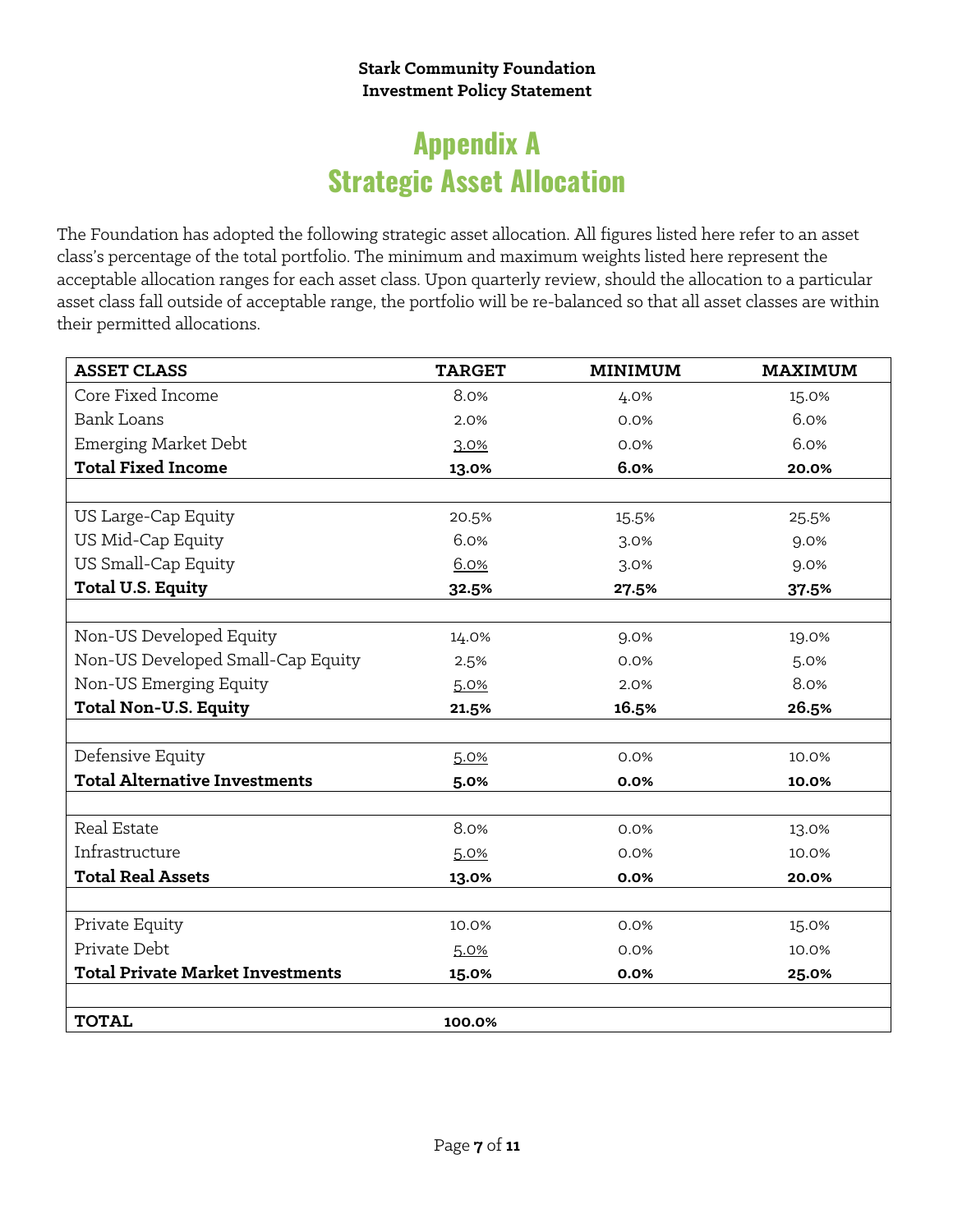**Stark Community Foundation**
**Investment Policy Statement**

# Appendix A
# Strategic Asset Allocation

The Foundation has adopted the following strategic asset allocation. All figures listed here refer to an asset class's percentage of the total portfolio. The minimum and maximum weights listed here represent the acceptable allocation ranges for each asset class. Upon quarterly review, should the allocation to a particular asset class fall outside of acceptable range, the portfolio will be re-balanced so that all asset classes are within their permitted allocations.

| ASSET CLASS | TARGET | MINIMUM | MAXIMUM |
|---|---|---|---|
| Core Fixed Income | 8.0% | 4.0% | 15.0% |
| Bank Loans | 2.0% | 0.0% | 6.0% |
| Emerging Market Debt | 3.0% | 0.0% | 6.0% |
| **Total Fixed Income** | **13.0%** | **6.0%** | **20.0%** |
| | | | |
| US Large-Cap Equity | 20.5% | 15.5% | 25.5% |
| US Mid-Cap Equity | 6.0% | 3.0% | 9.0% |
| US Small-Cap Equity | 6.0% | 3.0% | 9.0% |
| **Total U.S. Equity** | **32.5%** | **27.5%** | **37.5%** |
| | | | |
| Non-US Developed Equity | 14.0% | 9.0% | 19.0% |
| Non-US Developed Small-Cap Equity | 2.5% | 0.0% | 5.0% |
| Non-US Emerging Equity | 5.0% | 2.0% | 8.0% |
| **Total Non-U.S. Equity** | **21.5%** | **16.5%** | **26.5%** |
| | | | |
| Defensive Equity | 5.0% | 0.0% | 10.0% |
| **Total Alternative Investments** | **5.0%** | **0.0%** | **10.0%** |
| | | | |
| Real Estate | 8.0% | 0.0% | 13.0% |
| Infrastructure | 5.0% | 0.0% | 10.0% |
| **Total Real Assets** | **13.0%** | **0.0%** | **20.0%** |
| | | | |
| Private Equity | 10.0% | 0.0% | 15.0% |
| Private Debt | 5.0% | 0.0% | 10.0% |
| **Total Private Market Investments** | **15.0%** | **0.0%** | **25.0%** |
| | | | |
| **TOTAL** | **100.0%** | | |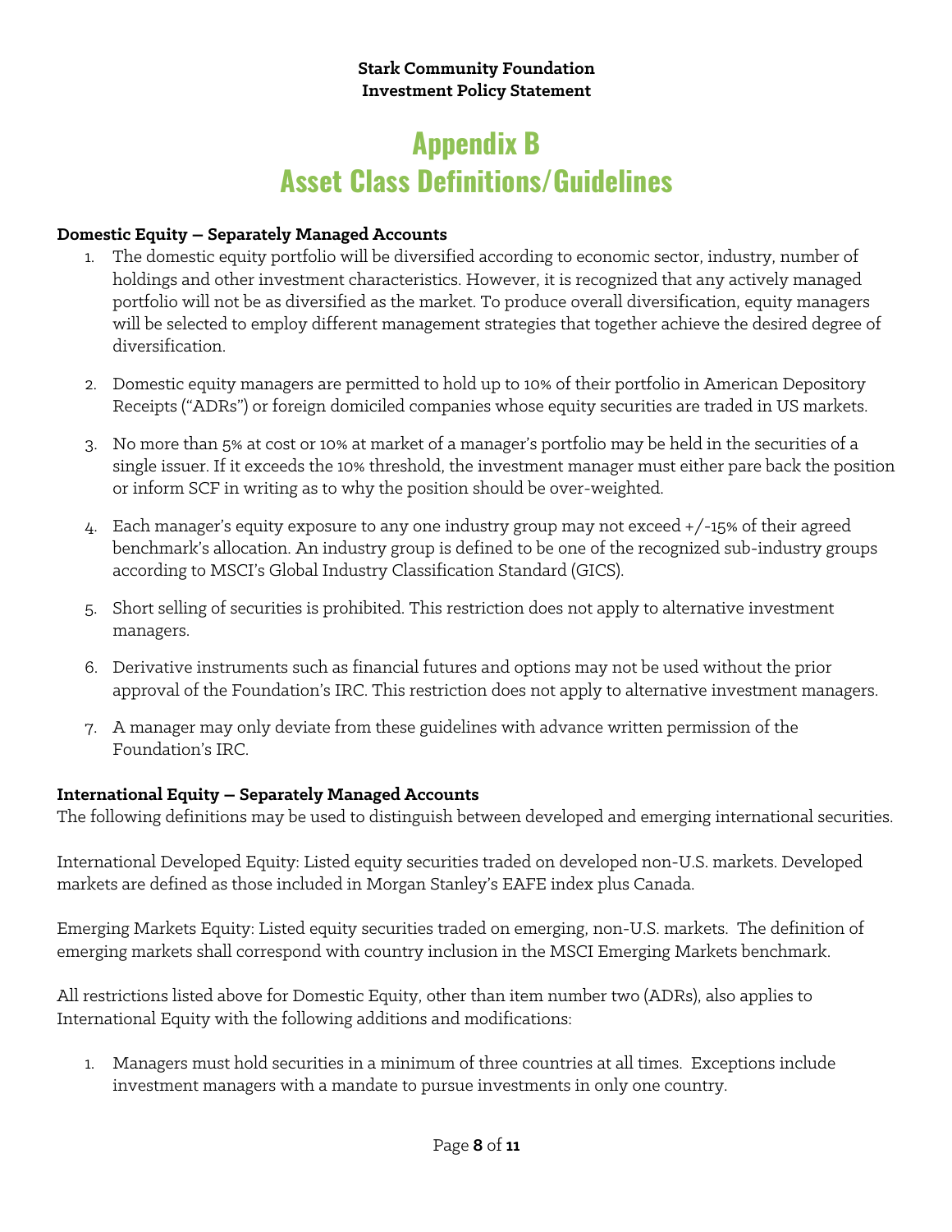# Appendix B
# Asset Class Definitions/Guidelines

**Domestic Equity – Separately Managed Accounts**

1. The domestic equity portfolio will be diversified according to economic sector, industry, number of holdings and other investment characteristics. However, it is recognized that any actively managed portfolio will not be as diversified as the market. To produce overall diversification, equity managers will be selected to employ different management strategies that together achieve the desired degree of diversification.

2. Domestic equity managers are permitted to hold up to 10% of their portfolio in American Depository Receipts ("ADRs") or foreign domiciled companies whose equity securities are traded in US markets.

3. No more than 5% at cost or 10% at market of a manager's portfolio may be held in the securities of a single issuer. If it exceeds the 10% threshold, the investment manager must either pare back the position or inform SCF in writing as to why the position should be over-weighted.

4. Each manager's equity exposure to any one industry group may not exceed +/-15% of their agreed benchmark's allocation. An industry group is defined to be one of the recognized sub-industry groups according to MSCI's Global Industry Classification Standard (GICS).

5. Short selling of securities is prohibited. This restriction does not apply to alternative investment managers.

6. Derivative instruments such as financial futures and options may not be used without the prior approval of the Foundation's IRC. This restriction does not apply to alternative investment managers.

7. A manager may only deviate from these guidelines with advance written permission of the Foundation's IRC.

**International Equity – Separately Managed Accounts**

The following definitions may be used to distinguish between developed and emerging international securities.

International Developed Equity: Listed equity securities traded on developed non-U.S. markets. Developed markets are defined as those included in Morgan Stanley's EAFE index plus Canada.

Emerging Markets Equity: Listed equity securities traded on emerging, non-U.S. markets. The definition of emerging markets shall correspond with country inclusion in the MSCI Emerging Markets benchmark.

All restrictions listed above for Domestic Equity, other than item number two (ADRs), also applies to International Equity with the following additions and modifications:

1. Managers must hold securities in a minimum of three countries at all times. Exceptions include investment managers with a mandate to pursue investments in only one country.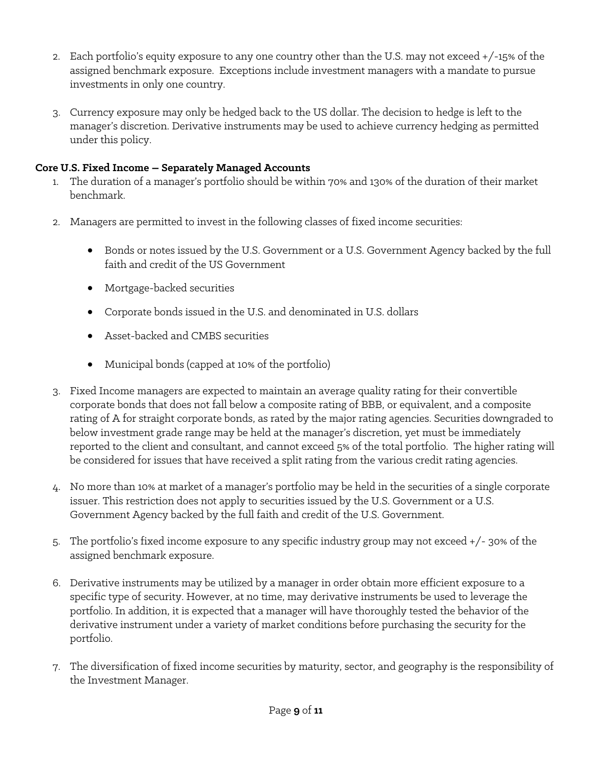2. Each portfolio's equity exposure to any one country other than the U.S. may not exceed +/-15% of the assigned benchmark exposure. Exceptions include investment managers with a mandate to pursue investments in only one country.

3. Currency exposure may only be hedged back to the US dollar. The decision to hedge is left to the manager's discretion. Derivative instruments may be used to achieve currency hedging as permitted under this policy.

**Core U.S. Fixed Income – Separately Managed Accounts**

1. The duration of a manager's portfolio should be within 70% and 130% of the duration of their market benchmark.

2. Managers are permitted to invest in the following classes of fixed income securities:

   - Bonds or notes issued by the U.S. Government or a U.S. Government Agency backed by the full faith and credit of the US Government
   - Mortgage-backed securities
   - Corporate bonds issued in the U.S. and denominated in U.S. dollars
   - Asset-backed and CMBS securities
   - Municipal bonds (capped at 10% of the portfolio)

3. Fixed Income managers are expected to maintain an average quality rating for their convertible corporate bonds that does not fall below a composite rating of BBB, or equivalent, and a composite rating of A for straight corporate bonds, as rated by the major rating agencies. Securities downgraded to below investment grade range may be held at the manager's discretion, yet must be immediately reported to the client and consultant, and cannot exceed 5% of the total portfolio. The higher rating will be considered for issues that have received a split rating from the various credit rating agencies.

4. No more than 10% at market of a manager's portfolio may be held in the securities of a single corporate issuer. This restriction does not apply to securities issued by the U.S. Government or a U.S. Government Agency backed by the full faith and credit of the U.S. Government.

5. The portfolio's fixed income exposure to any specific industry group may not exceed +/- 30% of the assigned benchmark exposure.

6. Derivative instruments may be utilized by a manager in order obtain more efficient exposure to a specific type of security. However, at no time, may derivative instruments be used to leverage the portfolio. In addition, it is expected that a manager will have thoroughly tested the behavior of the derivative instrument under a variety of market conditions before purchasing the security for the portfolio.

7. The diversification of fixed income securities by maturity, sector, and geography is the responsibility of the Investment Manager.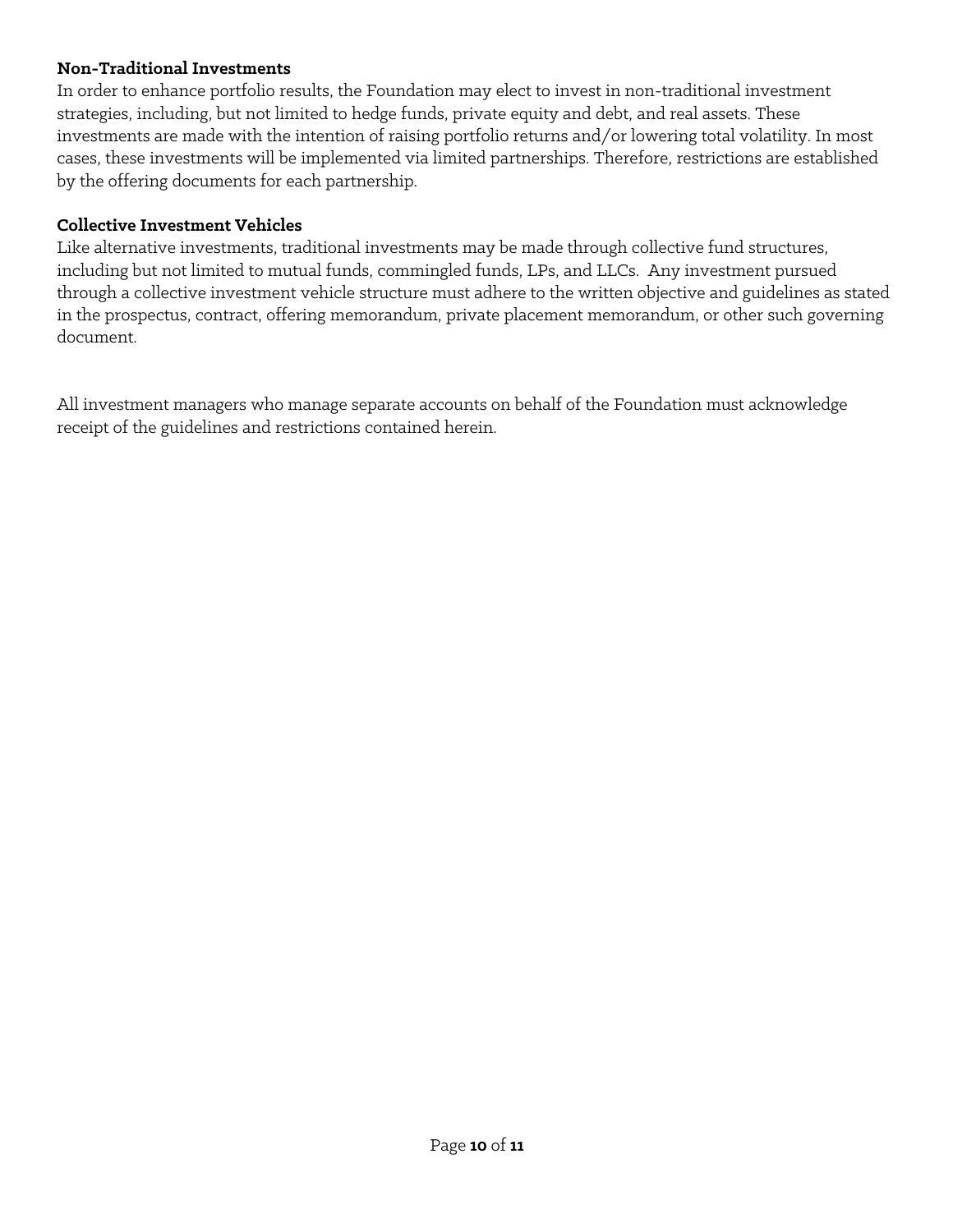**Non-Traditional Investments**

In order to enhance portfolio results, the Foundation may elect to invest in non-traditional investment strategies, including, but not limited to hedge funds, private equity and debt, and real assets. These investments are made with the intention of raising portfolio returns and/or lowering total volatility. In most cases, these investments will be implemented via limited partnerships. Therefore, restrictions are established by the offering documents for each partnership.

**Collective Investment Vehicles**

Like alternative investments, traditional investments may be made through collective fund structures, including but not limited to mutual funds, commingled funds, LPs, and LLCs. Any investment pursued through a collective investment vehicle structure must adhere to the written objective and guidelines as stated in the prospectus, contract, offering memorandum, private placement memorandum, or other such governing document.

All investment managers who manage separate accounts on behalf of the Foundation must acknowledge receipt of the guidelines and restrictions contained herein.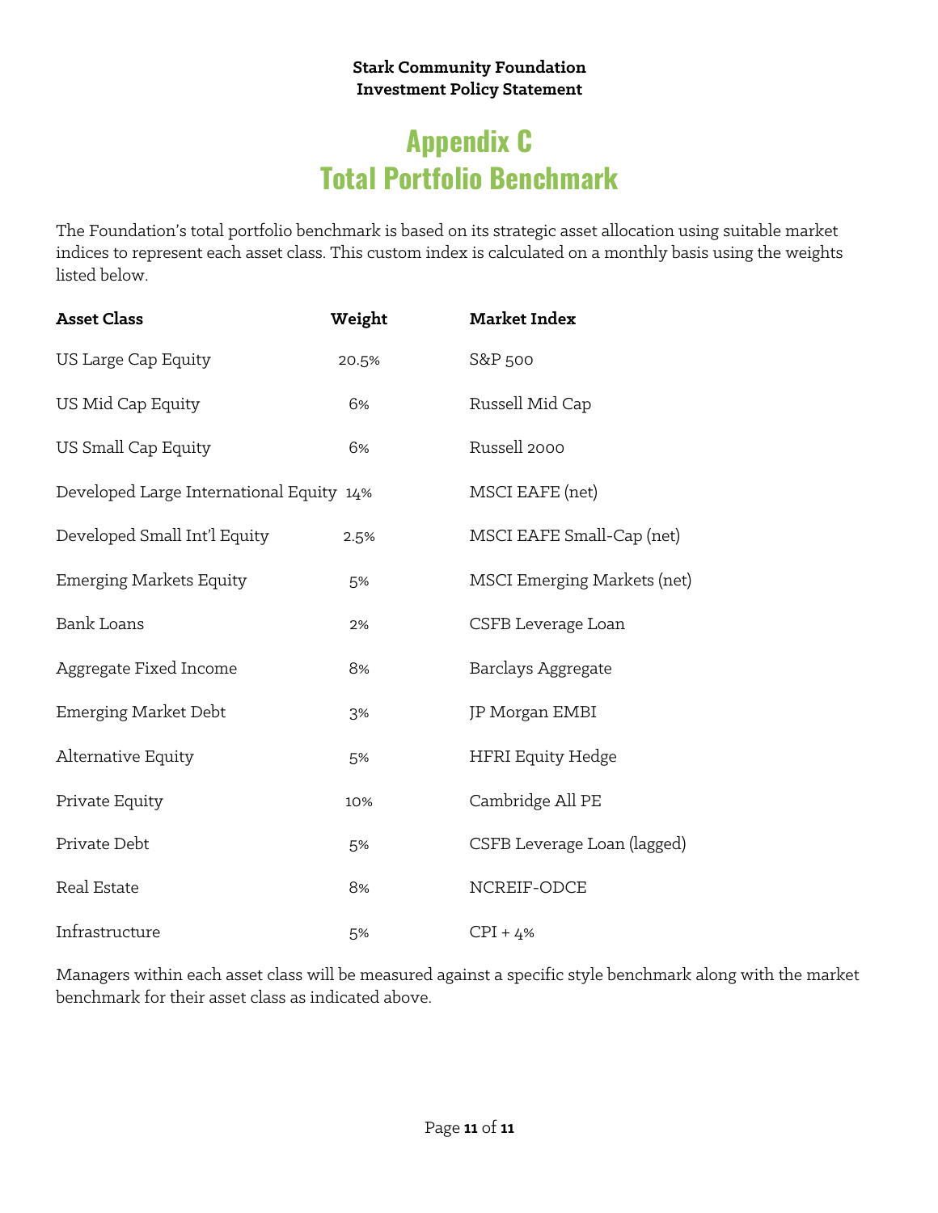**Stark Community Foundation**
**Investment Policy Statement**

# Appendix C
# Total Portfolio Benchmark

The Foundation's total portfolio benchmark is based on its strategic asset allocation using suitable market indices to represent each asset class. This custom index is calculated on a monthly basis using the weights listed below.

| Asset Class | Weight | Market Index |
|---|---|---|
| US Large Cap Equity | 20.5% | S&P 500 |
| US Mid Cap Equity | 6% | Russell Mid Cap |
| US Small Cap Equity | 6% | Russell 2000 |
| Developed Large International Equity | 14% | MSCI EAFE (net) |
| Developed Small Int'l Equity | 2.5% | MSCI EAFE Small-Cap (net) |
| Emerging Markets Equity | 5% | MSCI Emerging Markets (net) |
| Bank Loans | 2% | CSFB Leverage Loan |
| Aggregate Fixed Income | 8% | Barclays Aggregate |
| Emerging Market Debt | 3% | JP Morgan EMBI |
| Alternative Equity | 5% | HFRI Equity Hedge |
| Private Equity | 10% | Cambridge All PE |
| Private Debt | 5% | CSFB Leverage Loan (lagged) |
| Real Estate | 8% | NCREIF-ODCE |
| Infrastructure | 5% | CPI + 4% |

Managers within each asset class will be measured against a specific style benchmark along with the market benchmark for their asset class as indicated above.